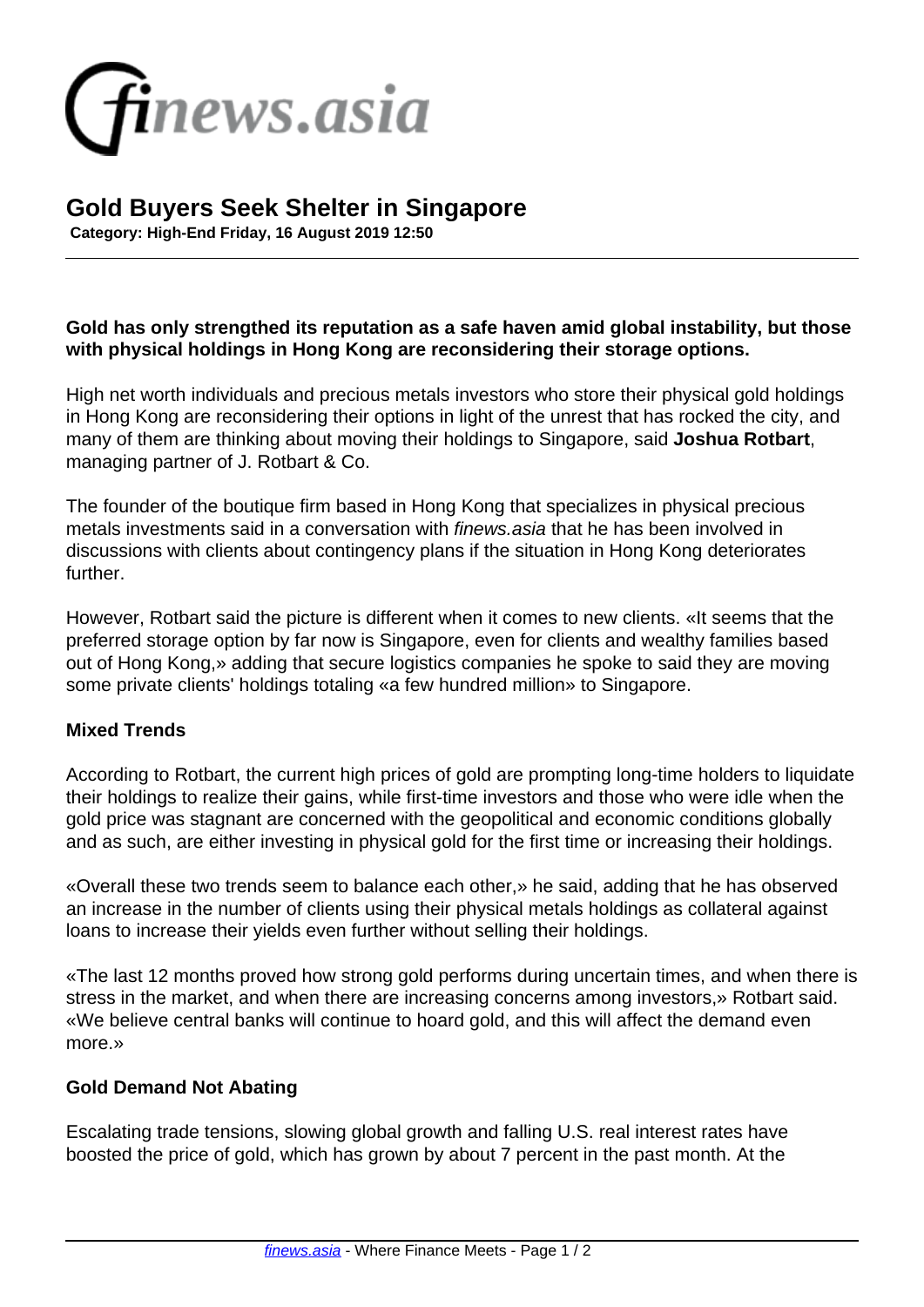# Gold Buyers Seek Shelter in Singapore

**Category: High-End Friday, 16 August 2019 12:50**

---

**Gold has only strengthed its reputation as a safe haven amid global instability, but those with physical holdings in Hong Kong are reconsidering their storage options.**

High net worth individuals and precious metals investors who store their physical gold holdings in Hong Kong are reconsidering their options in light of the unrest that has rocked the city, and many of them are thinking about moving their holdings to Singapore, said **Joshua Rotbart**, managing partner of J. Rotbart & Co.

The founder of the boutique firm based in Hong Kong that specializes in physical precious metals investments said in a conversation with *finews.asia* that he has been involved in discussions with clients about contingency plans if the situation in Hong Kong deteriorates further.

However, Rotbart said the picture is different when it comes to new clients. «It seems that the preferred storage option by far now is Singapore, even for clients and wealthy families based out of Hong Kong,» adding that secure logistics companies he spoke to said they are moving some private clients' holdings totaling «a few hundred million» to Singapore.

### Mixed Trends

According to Rotbart, the current high prices of gold are prompting long-time holders to liquidate their holdings to realize their gains, while first-time investors and those who were idle when the gold price was stagnant are concerned with the geopolitical and economic conditions globally and as such, are either investing in physical gold for the first time or increasing their holdings.

«Overall these two trends seem to balance each other,» he said, adding that he has observed an increase in the number of clients using their physical metals holdings as collateral against loans to increase their yields even further without selling their holdings.

«The last 12 months proved how strong gold performs during uncertain times, and when there is stress in the market, and when there are increasing concerns among investors,» Rotbart said. «We believe central banks will continue to hoard gold, and this will affect the demand even more.»

### Gold Demand Not Abating

Escalating trade tensions, slowing global growth and falling U.S. real interest rates have boosted the price of gold, which has grown by about 7 percent in the past month. At the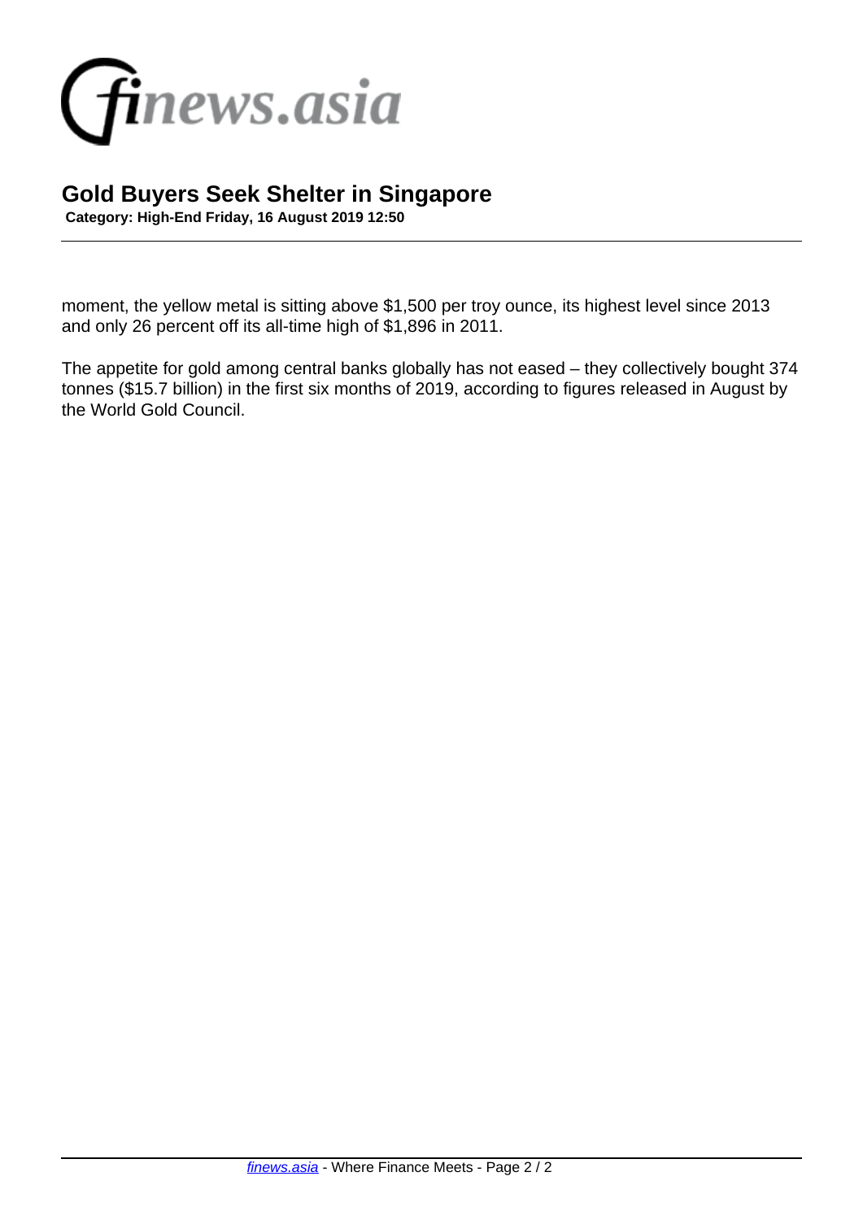moment, the yellow metal is sitting above $1,500 per troy ounce, its highest level since 2013 and only 26 percent off its all-time high of $1,896 in 2011.

The appetite for gold among central banks globally has not eased – they collectively bought 374 tonnes ($15.7 billion) in the first six months of 2019, according to figures released in August by the World Gold Council.